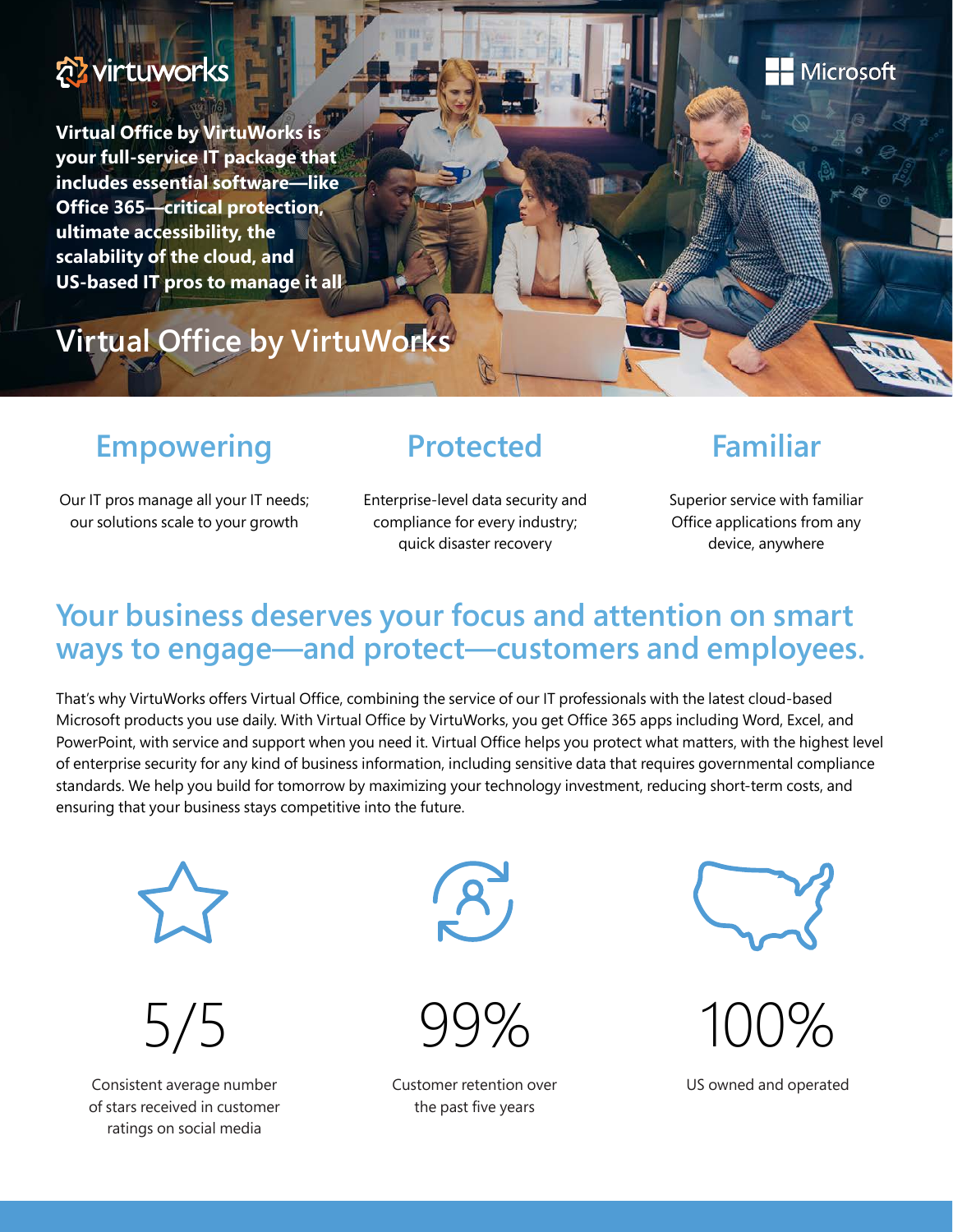virtuworks

Microsoft

**Virtual Office by VirtuWorks is your full-service IT package that includes essential software—like Office 365—critical protection, ultimate accessibility, the scalability of the cloud, and US-based IT pros to manage it all**

# Virtual Office by VirtuWorks

## Empowering

Our IT pros manage all your IT needs; our solutions scale to your growth

## Protected

Enterprise-level data security and compliance for every industry; quick disaster recovery

## Familiar

Superior service with familiar Office applications from any device, anywhere

## Your business deserves your focus and attention on smart ways to engage—and protect—customers and employees.

That's why VirtuWorks offers Virtual Office, combining the service of our IT professionals with the latest cloud-based Microsoft products you use daily. With Virtual Office by VirtuWorks, you get Office 365 apps including Word, Excel, and PowerPoint, with service and support when you need it. Virtual Office helps you protect what matters, with the highest level of enterprise security for any kind of business information, including sensitive data that requires governmental compliance standards. We help you build for tomorrow by maximizing your technology investment, reducing short-term costs, and ensuring that your business stays competitive into the future.

**5/5**

Consistent average number of stars received in customer ratings on social media

**99%**

Customer retention over the past five years

**100%**

US owned and operated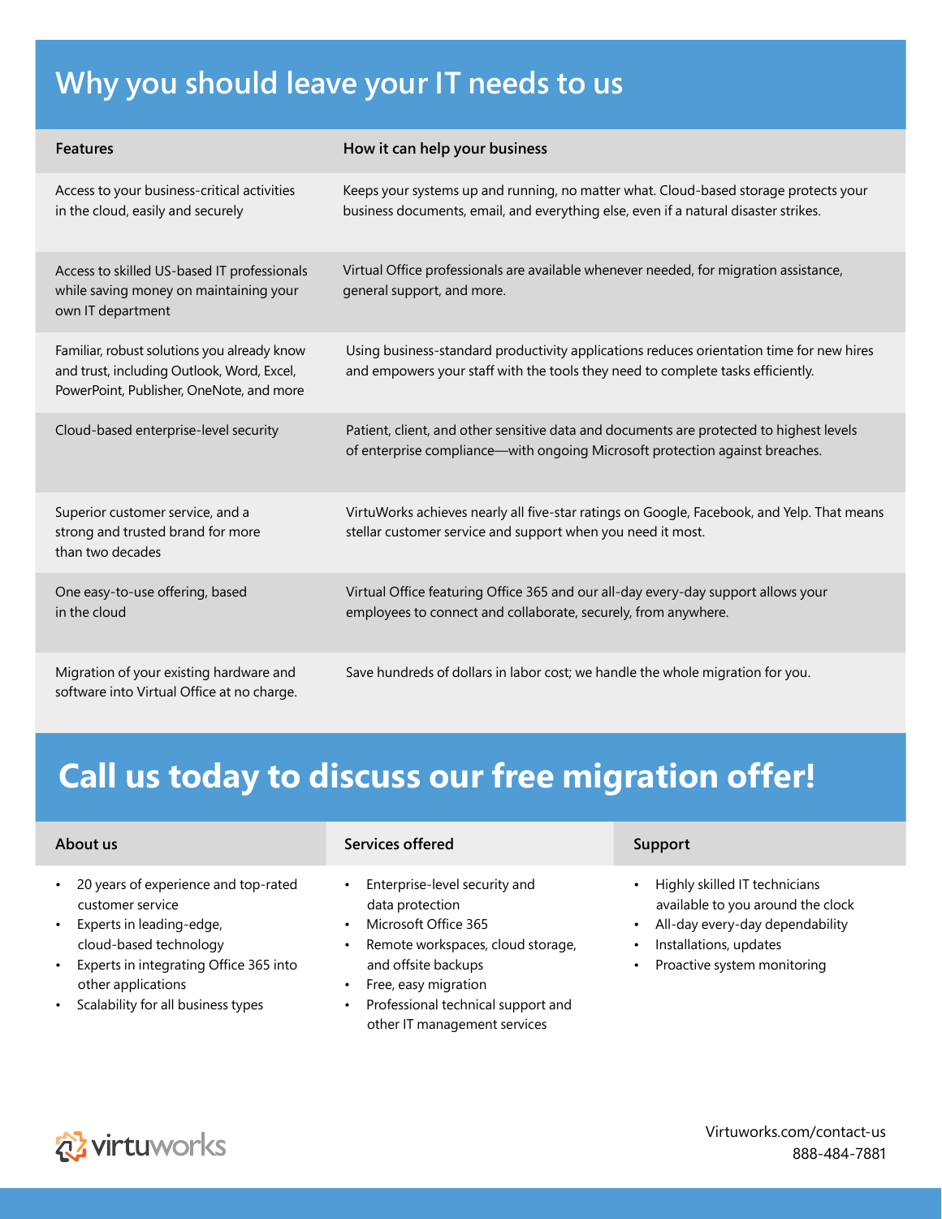# Why you should leave your IT needs to us

| Features | How it can help your business |
| --- | --- |
| Access to your business-critical activities in the cloud, easily and securely | Keeps your systems up and running, no matter what. Cloud-based storage protects your business documents, email, and everything else, even if a natural disaster strikes. |
| Access to skilled US-based IT professionals while saving money on maintaining your own IT department | Virtual Office professionals are available whenever needed, for migration assistance, general support, and more. |
| Familiar, robust solutions you already know and trust, including Outlook, Word, Excel, PowerPoint, Publisher, OneNote, and more | Using business-standard productivity applications reduces orientation time for new hires and empowers your staff with the tools they need to complete tasks efficiently. |
| Cloud-based enterprise-level security | Patient, client, and other sensitive data and documents are protected to highest levels of enterprise compliance—with ongoing Microsoft protection against breaches. |
| Superior customer service, and a strong and trusted brand for more than two decades | VirtuWorks achieves nearly all five-star ratings on Google, Facebook, and Yelp. That means stellar customer service and support when you need it most. |
| One easy-to-use offering, based in the cloud | Virtual Office featuring Office 365 and our all-day every-day support allows your employees to connect and collaborate, securely, from anywhere. |
| Migration of your existing hardware and software into Virtual Office at no charge. | Save hundreds of dollars in labor cost; we handle the whole migration for you. |

# Call us today to discuss our free migration offer!

### About us

- 20 years of experience and top-rated customer service
- Experts in leading-edge, cloud-based technology
- Experts in integrating Office 365 into other applications
- Scalability for all business types

### Services offered

- Enterprise-level security and data protection
- Microsoft Office 365
- Remote workspaces, cloud storage, and offsite backups
- Free, easy migration
- Professional technical support and other IT management services

### Support

- Highly skilled IT technicians available to you around the clock
- All-day every-day dependability
- Installations, updates
- Proactive system monitoring

virtuworks

Virtuworks.com/contact-us
888-484-7881